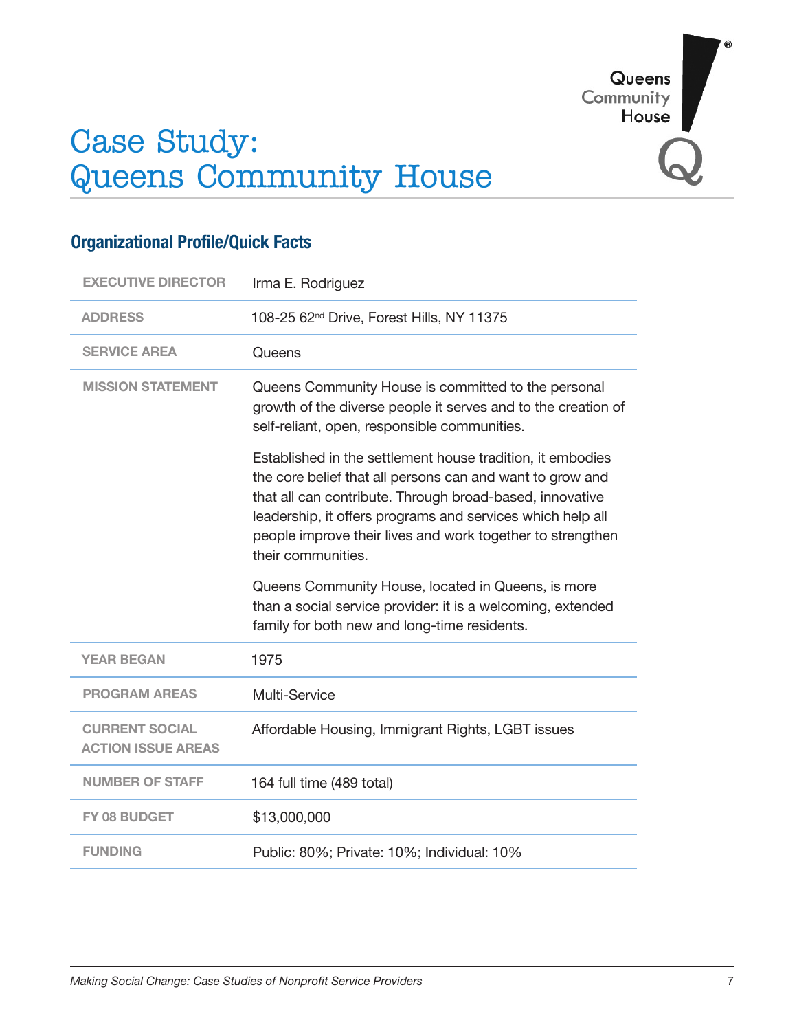# Case Study: Queens Community House

## Organizational Profile/Quick Facts

| | |
|---|---|
| EXECUTIVE DIRECTOR | Irma E. Rodriguez |
| ADDRESS | 108-25 62nd Drive, Forest Hills, NY 11375 |
| SERVICE AREA | Queens |
| MISSION STATEMENT | Queens Community House is committed to the personal growth of the diverse people it serves and to the creation of self-reliant, open, responsible communities.<br><br>Established in the settlement house tradition, it embodies the core belief that all persons can and want to grow and that all can contribute. Through broad-based, innovative leadership, it offers programs and services which help all people improve their lives and work together to strengthen their communities.<br><br>Queens Community House, located in Queens, is more than a social service provider: it is a welcoming, extended family for both new and long-time residents. |
| YEAR BEGAN | 1975 |
| PROGRAM AREAS | Multi-Service |
| CURRENT SOCIAL ACTION ISSUE AREAS | Affordable Housing, Immigrant Rights, LGBT issues |
| NUMBER OF STAFF | 164 full time (489 total) |
| FY 08 BUDGET | $13,000,000 |
| FUNDING | Public: 80%; Private: 10%; Individual: 10% |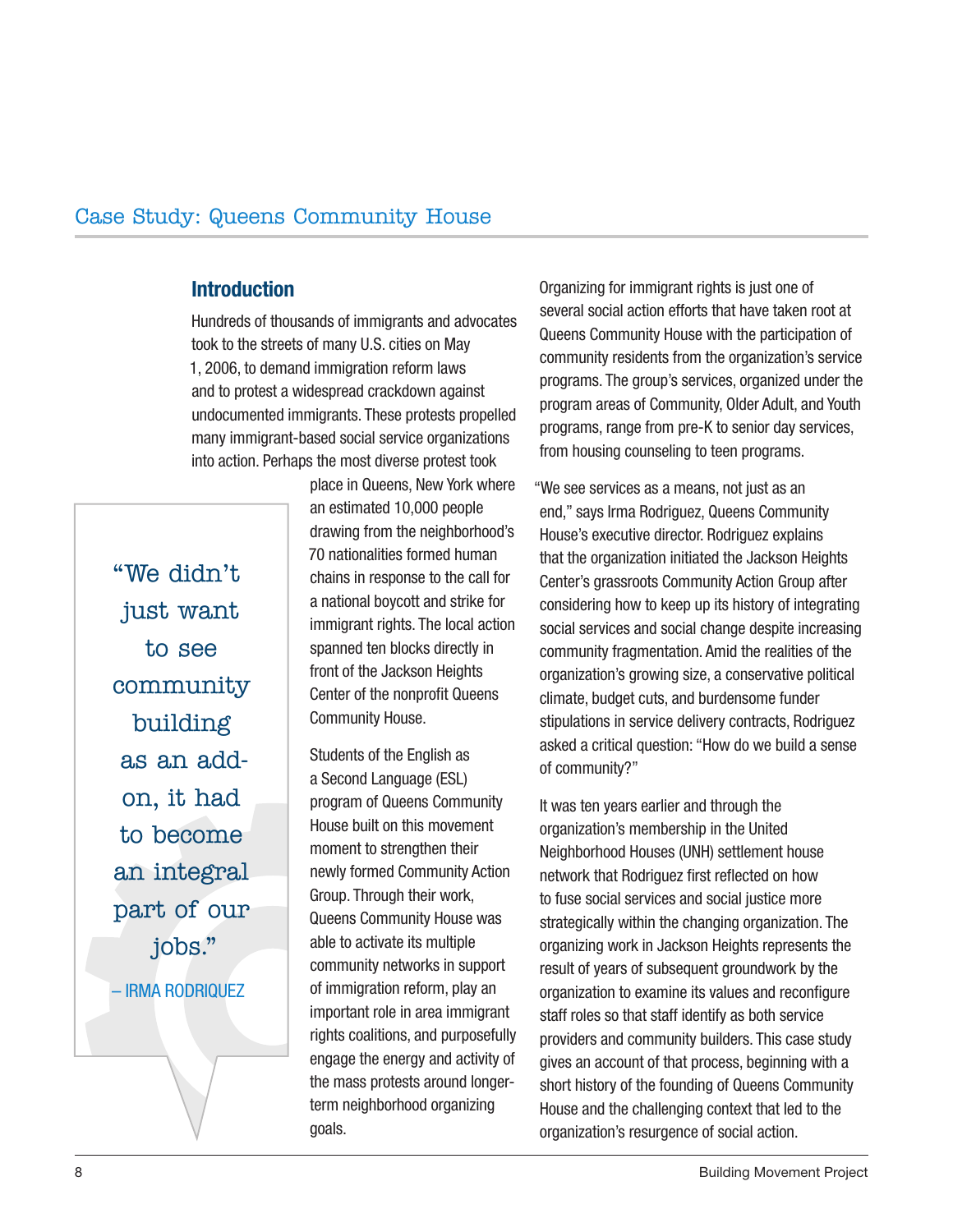## Case Study: Queens Community House

### Introduction

Hundreds of thousands of immigrants and advocates took to the streets of many U.S. cities on May 1, 2006, to demand immigration reform laws and to protest a widespread crackdown against undocumented immigrants. These protests propelled many immigrant-based social service organizations into action. Perhaps the most diverse protest took place in Queens, New York where an estimated 10,000 people drawing from the neighborhood's 70 nationalities formed human chains in response to the call for a national boycott and strike for immigrant rights. The local action spanned ten blocks directly in front of the Jackson Heights Center of the nonprofit Queens Community House.

> "We didn't just want to see community building as an add-on, it had to become an integral part of our jobs."
>
> – IRMA RODRIQUEZ

Students of the English as a Second Language (ESL) program of Queens Community House built on this movement moment to strengthen their newly formed Community Action Group. Through their work, Queens Community House was able to activate its multiple community networks in support of immigration reform, play an important role in area immigrant rights coalitions, and purposefully engage the energy and activity of the mass protests around longer-term neighborhood organizing goals.

Organizing for immigrant rights is just one of several social action efforts that have taken root at Queens Community House with the participation of community residents from the organization's service programs. The group's services, organized under the program areas of Community, Older Adult, and Youth programs, range from pre-K to senior day services, from housing counseling to teen programs.

"We see services as a means, not just as an end," says Irma Rodriguez, Queens Community House's executive director. Rodriguez explains that the organization initiated the Jackson Heights Center's grassroots Community Action Group after considering how to keep up its history of integrating social services and social change despite increasing community fragmentation. Amid the realities of the organization's growing size, a conservative political climate, budget cuts, and burdensome funder stipulations in service delivery contracts, Rodriguez asked a critical question: "How do we build a sense of community?"

It was ten years earlier and through the organization's membership in the United Neighborhood Houses (UNH) settlement house network that Rodriguez first reflected on how to fuse social services and social justice more strategically within the changing organization. The organizing work in Jackson Heights represents the result of years of subsequent groundwork by the organization to examine its values and reconfigure staff roles so that staff identify as both service providers and community builders. This case study gives an account of that process, beginning with a short history of the founding of Queens Community House and the challenging context that led to the organization's resurgence of social action.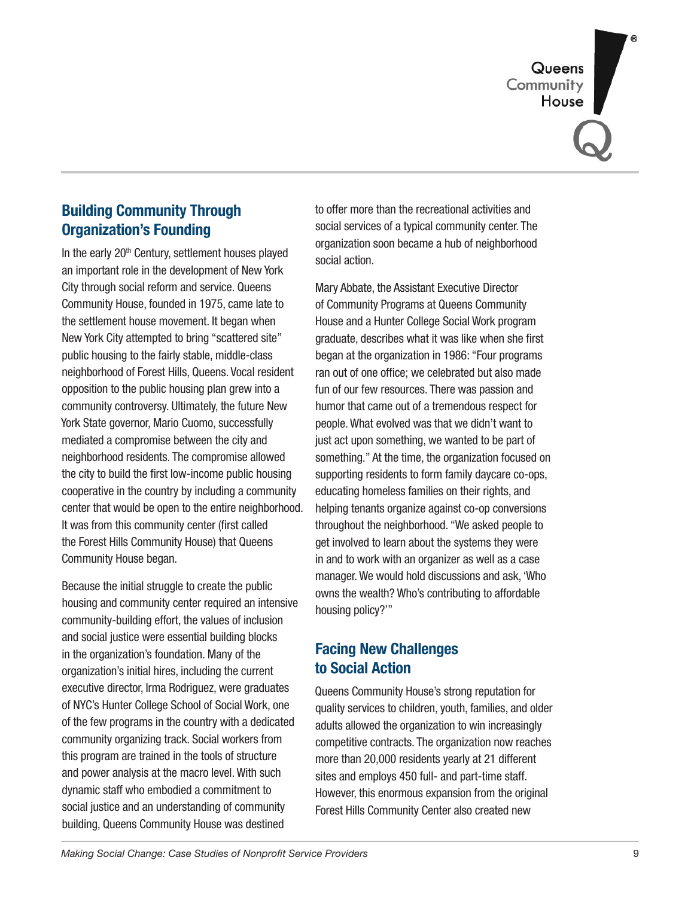## Building Community Through Organization's Founding

In the early 20th Century, settlement houses played an important role in the development of New York City through social reform and service. Queens Community House, founded in 1975, came late to the settlement house movement. It began when New York City attempted to bring "scattered site" public housing to the fairly stable, middle-class neighborhood of Forest Hills, Queens. Vocal resident opposition to the public housing plan grew into a community controversy. Ultimately, the future New York State governor, Mario Cuomo, successfully mediated a compromise between the city and neighborhood residents. The compromise allowed the city to build the first low-income public housing cooperative in the country by including a community center that would be open to the entire neighborhood. It was from this community center (first called the Forest Hills Community House) that Queens Community House began.

Because the initial struggle to create the public housing and community center required an intensive community-building effort, the values of inclusion and social justice were essential building blocks in the organization's foundation. Many of the organization's initial hires, including the current executive director, Irma Rodriguez, were graduates of NYC's Hunter College School of Social Work, one of the few programs in the country with a dedicated community organizing track. Social workers from this program are trained in the tools of structure and power analysis at the macro level. With such dynamic staff who embodied a commitment to social justice and an understanding of community building, Queens Community House was destined to offer more than the recreational activities and social services of a typical community center. The organization soon became a hub of neighborhood social action.

Mary Abbate, the Assistant Executive Director of Community Programs at Queens Community House and a Hunter College Social Work program graduate, describes what it was like when she first began at the organization in 1986: "Four programs ran out of one office; we celebrated but also made fun of our few resources. There was passion and humor that came out of a tremendous respect for people. What evolved was that we didn't want to just act upon something, we wanted to be part of something." At the time, the organization focused on supporting residents to form family daycare co-ops, educating homeless families on their rights, and helping tenants organize against co-op conversions throughout the neighborhood. "We asked people to get involved to learn about the systems they were in and to work with an organizer as well as a case manager. We would hold discussions and ask, 'Who owns the wealth? Who's contributing to affordable housing policy?'"

## Facing New Challenges to Social Action

Queens Community House's strong reputation for quality services to children, youth, families, and older adults allowed the organization to win increasingly competitive contracts. The organization now reaches more than 20,000 residents yearly at 21 different sites and employs 450 full- and part-time staff. However, this enormous expansion from the original Forest Hills Community Center also created new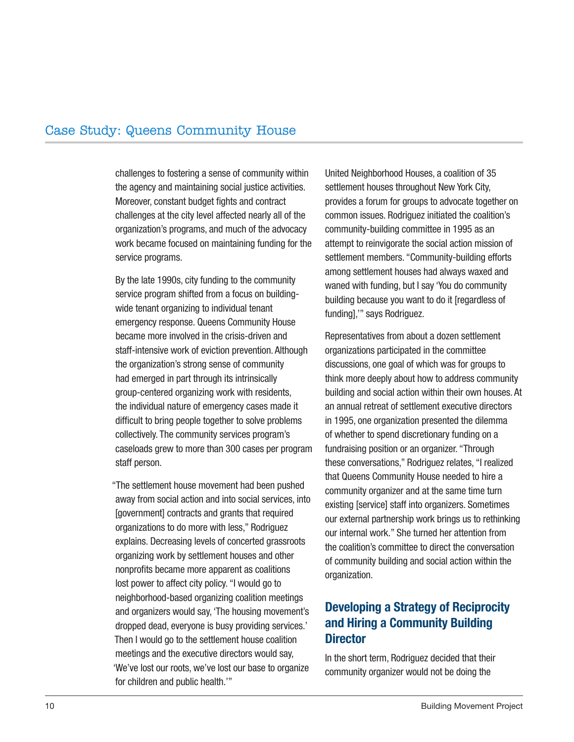challenges to fostering a sense of community within the agency and maintaining social justice activities. Moreover, constant budget fights and contract challenges at the city level affected nearly all of the organization's programs, and much of the advocacy work became focused on maintaining funding for the service programs.

By the late 1990s, city funding to the community service program shifted from a focus on building-wide tenant organizing to individual tenant emergency response. Queens Community House became more involved in the crisis-driven and staff-intensive work of eviction prevention. Although the organization's strong sense of community had emerged in part through its intrinsically group-centered organizing work with residents, the individual nature of emergency cases made it difficult to bring people together to solve problems collectively. The community services program's caseloads grew to more than 300 cases per program staff person.

"The settlement house movement had been pushed away from social action and into social services, into [government] contracts and grants that required organizations to do more with less," Rodriguez explains. Decreasing levels of concerted grassroots organizing work by settlement houses and other nonprofits became more apparent as coalitions lost power to affect city policy. "I would go to neighborhood-based organizing coalition meetings and organizers would say, 'The housing movement's dropped dead, everyone is busy providing services.' Then I would go to the settlement house coalition meetings and the executive directors would say, 'We've lost our roots, we've lost our base to organize for children and public health.'"

United Neighborhood Houses, a coalition of 35 settlement houses throughout New York City, provides a forum for groups to advocate together on common issues. Rodriguez initiated the coalition's community-building committee in 1995 as an attempt to reinvigorate the social action mission of settlement members. "Community-building efforts among settlement houses had always waxed and waned with funding, but I say 'You do community building because you want to do it [regardless of funding],'" says Rodriguez.

Representatives from about a dozen settlement organizations participated in the committee discussions, one goal of which was for groups to think more deeply about how to address community building and social action within their own houses. At an annual retreat of settlement executive directors in 1995, one organization presented the dilemma of whether to spend discretionary funding on a fundraising position or an organizer. "Through these conversations," Rodriguez relates, "I realized that Queens Community House needed to hire a community organizer and at the same time turn existing [service] staff into organizers. Sometimes our external partnership work brings us to rethinking our internal work." She turned her attention from the coalition's committee to direct the conversation of community building and social action within the organization.

## Developing a Strategy of Reciprocity and Hiring a Community Building Director

In the short term, Rodriguez decided that their community organizer would not be doing the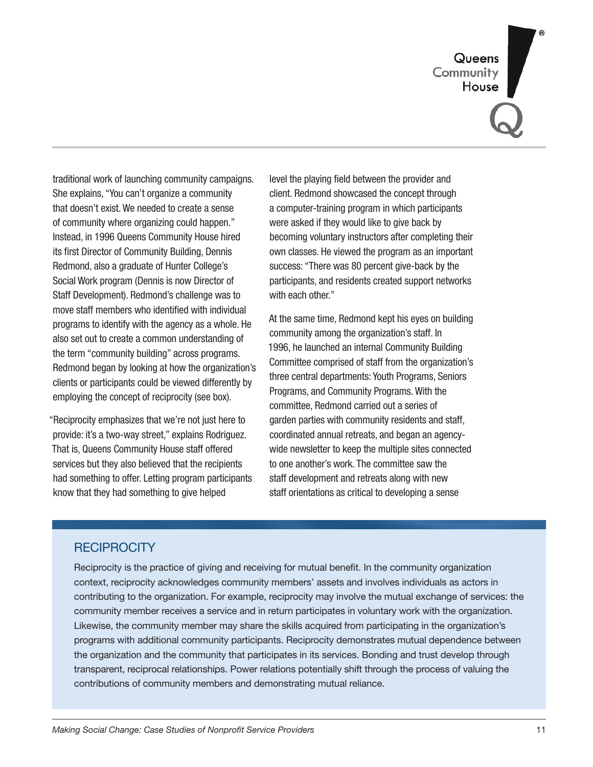traditional work of launching community campaigns. She explains, "You can't organize a community that doesn't exist. We needed to create a sense of community where organizing could happen." Instead, in 1996 Queens Community House hired its first Director of Community Building, Dennis Redmond, also a graduate of Hunter College's Social Work program (Dennis is now Director of Staff Development). Redmond's challenge was to move staff members who identified with individual programs to identify with the agency as a whole. He also set out to create a common understanding of the term "community building" across programs. Redmond began by looking at how the organization's clients or participants could be viewed differently by employing the concept of reciprocity (see box).

"Reciprocity emphasizes that we're not just here to provide: it's a two-way street," explains Rodriguez. That is, Queens Community House staff offered services but they also believed that the recipients had something to offer. Letting program participants know that they had something to give helped level the playing field between the provider and client. Redmond showcased the concept through a computer-training program in which participants were asked if they would like to give back by becoming voluntary instructors after completing their own classes. He viewed the program as an important success: "There was 80 percent give-back by the participants, and residents created support networks with each other."

At the same time, Redmond kept his eyes on building community among the organization's staff. In 1996, he launched an internal Community Building Committee comprised of staff from the organization's three central departments: Youth Programs, Seniors Programs, and Community Programs. With the committee, Redmond carried out a series of garden parties with community residents and staff, coordinated annual retreats, and began an agency-wide newsletter to keep the multiple sites connected to one another's work. The committee saw the staff development and retreats along with new staff orientations as critical to developing a sense

## RECIPROCITY

Reciprocity is the practice of giving and receiving for mutual benefit. In the community organization context, reciprocity acknowledges community members' assets and involves individuals as actors in contributing to the organization. For example, reciprocity may involve the mutual exchange of services: the community member receives a service and in return participates in voluntary work with the organization. Likewise, the community member may share the skills acquired from participating in the organization's programs with additional community participants. Reciprocity demonstrates mutual dependence between the organization and the community that participates in its services. Bonding and trust develop through transparent, reciprocal relationships. Power relations potentially shift through the process of valuing the contributions of community members and demonstrating mutual reliance.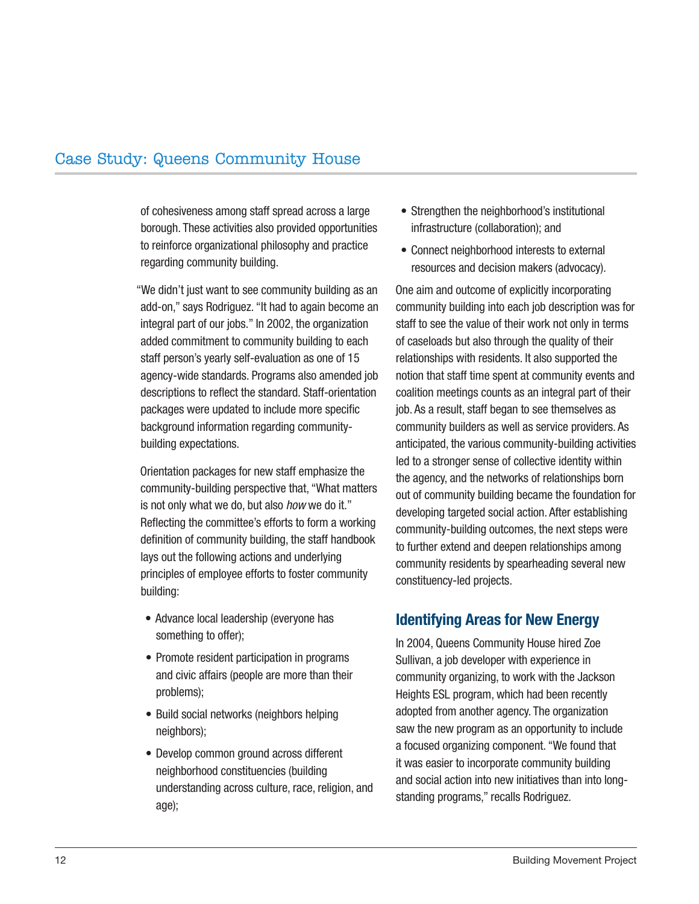of cohesiveness among staff spread across a large borough. These activities also provided opportunities to reinforce organizational philosophy and practice regarding community building.

"We didn't just want to see community building as an add-on," says Rodriguez. "It had to again become an integral part of our jobs." In 2002, the organization added commitment to community building to each staff person's yearly self-evaluation as one of 15 agency-wide standards. Programs also amended job descriptions to reflect the standard. Staff-orientation packages were updated to include more specific background information regarding community-building expectations.

Orientation packages for new staff emphasize the community-building perspective that, "What matters is not only what we do, but also *how* we do it." Reflecting the committee's efforts to form a working definition of community building, the staff handbook lays out the following actions and underlying principles of employee efforts to foster community building:

- Advance local leadership (everyone has something to offer);
- Promote resident participation in programs and civic affairs (people are more than their problems);
- Build social networks (neighbors helping neighbors);
- Develop common ground across different neighborhood constituencies (building understanding across culture, race, religion, and age);
- Strengthen the neighborhood's institutional infrastructure (collaboration); and
- Connect neighborhood interests to external resources and decision makers (advocacy).

One aim and outcome of explicitly incorporating community building into each job description was for staff to see the value of their work not only in terms of caseloads but also through the quality of their relationships with residents. It also supported the notion that staff time spent at community events and coalition meetings counts as an integral part of their job. As a result, staff began to see themselves as community builders as well as service providers. As anticipated, the various community-building activities led to a stronger sense of collective identity within the agency, and the networks of relationships born out of community building became the foundation for developing targeted social action. After establishing community-building outcomes, the next steps were to further extend and deepen relationships among community residents by spearheading several new constituency-led projects.

## Identifying Areas for New Energy

In 2004, Queens Community House hired Zoe Sullivan, a job developer with experience in community organizing, to work with the Jackson Heights ESL program, which had been recently adopted from another agency. The organization saw the new program as an opportunity to include a focused organizing component. "We found that it was easier to incorporate community building and social action into new initiatives than into long-standing programs," recalls Rodriguez.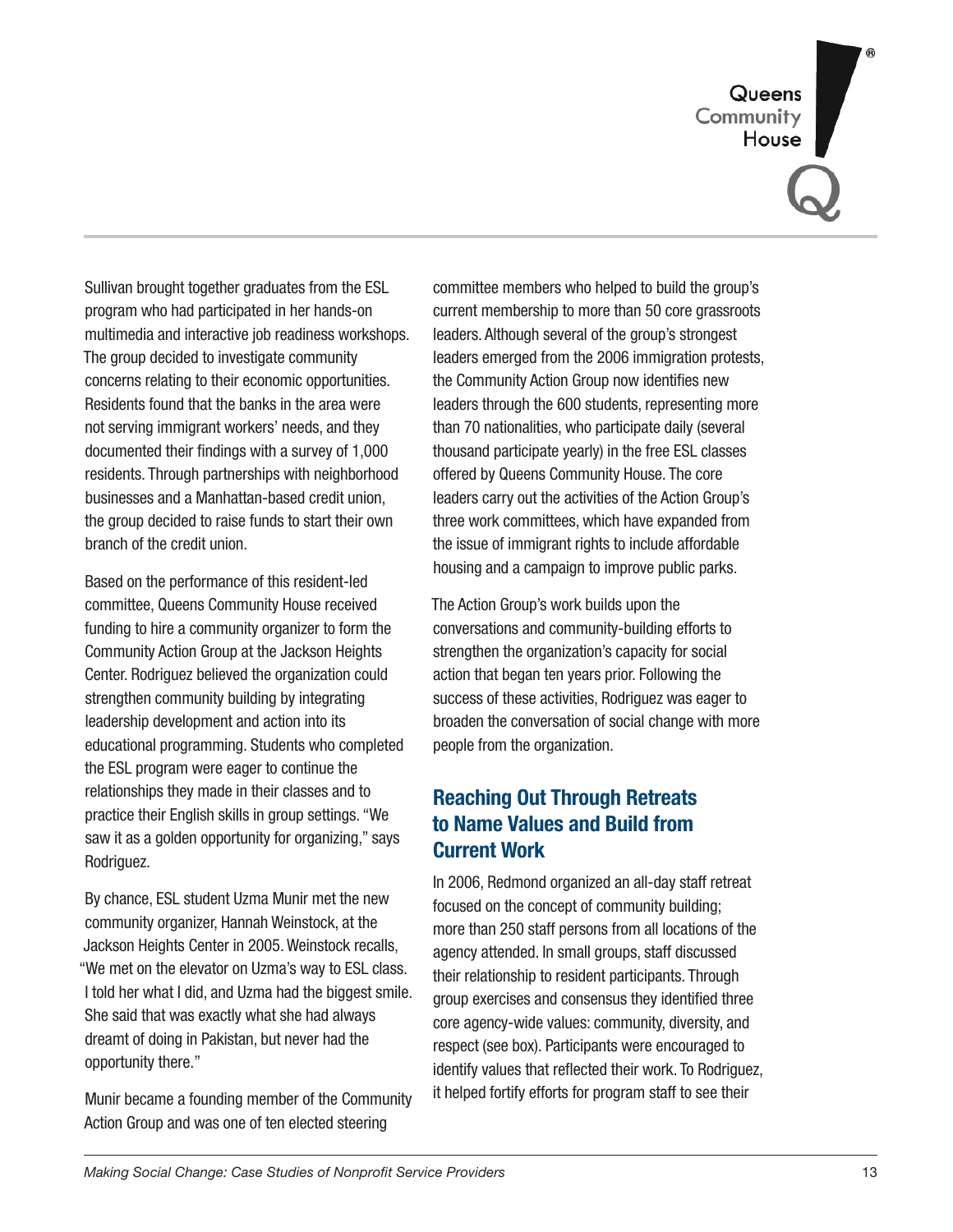Sullivan brought together graduates from the ESL program who had participated in her hands-on multimedia and interactive job readiness workshops. The group decided to investigate community concerns relating to their economic opportunities. Residents found that the banks in the area were not serving immigrant workers' needs, and they documented their findings with a survey of 1,000 residents. Through partnerships with neighborhood businesses and a Manhattan-based credit union, the group decided to raise funds to start their own branch of the credit union.

Based on the performance of this resident-led committee, Queens Community House received funding to hire a community organizer to form the Community Action Group at the Jackson Heights Center. Rodriguez believed the organization could strengthen community building by integrating leadership development and action into its educational programming. Students who completed the ESL program were eager to continue the relationships they made in their classes and to practice their English skills in group settings. "We saw it as a golden opportunity for organizing," says Rodriguez.

By chance, ESL student Uzma Munir met the new community organizer, Hannah Weinstock, at the Jackson Heights Center in 2005. Weinstock recalls, "We met on the elevator on Uzma's way to ESL class. I told her what I did, and Uzma had the biggest smile. She said that was exactly what she had always dreamt of doing in Pakistan, but never had the opportunity there."

Munir became a founding member of the Community Action Group and was one of ten elected steering committee members who helped to build the group's current membership to more than 50 core grassroots leaders. Although several of the group's strongest leaders emerged from the 2006 immigration protests, the Community Action Group now identifies new leaders through the 600 students, representing more than 70 nationalities, who participate daily (several thousand participate yearly) in the free ESL classes offered by Queens Community House. The core leaders carry out the activities of the Action Group's three work committees, which have expanded from the issue of immigrant rights to include affordable housing and a campaign to improve public parks.

The Action Group's work builds upon the conversations and community-building efforts to strengthen the organization's capacity for social action that began ten years prior. Following the success of these activities, Rodriguez was eager to broaden the conversation of social change with more people from the organization.

## Reaching Out Through Retreats to Name Values and Build from Current Work

In 2006, Redmond organized an all-day staff retreat focused on the concept of community building; more than 250 staff persons from all locations of the agency attended. In small groups, staff discussed their relationship to resident participants. Through group exercises and consensus they identified three core agency-wide values: community, diversity, and respect (see box). Participants were encouraged to identify values that reflected their work. To Rodriguez, it helped fortify efforts for program staff to see their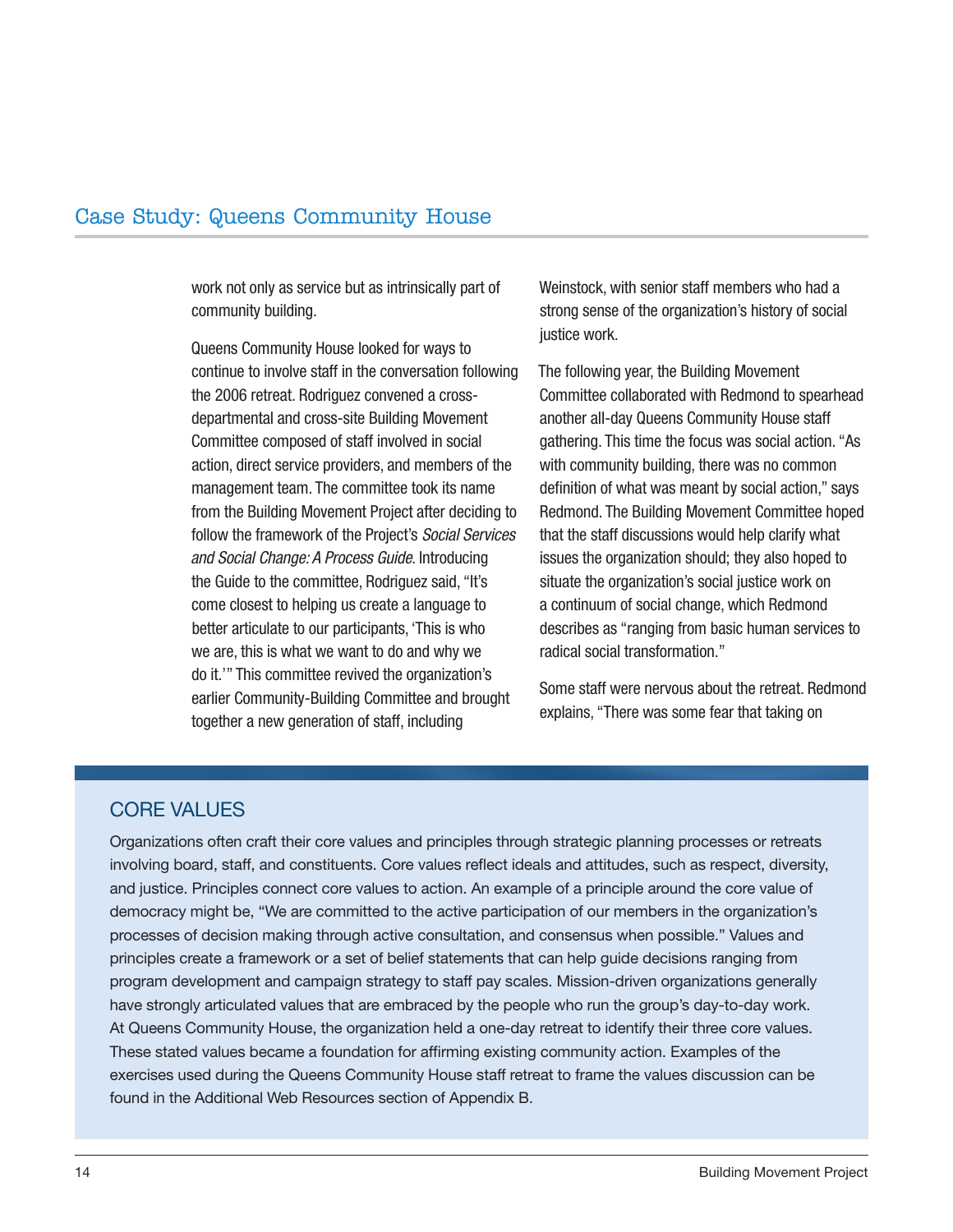work not only as service but as intrinsically part of community building.

Queens Community House looked for ways to continue to involve staff in the conversation following the 2006 retreat. Rodriguez convened a cross-departmental and cross-site Building Movement Committee composed of staff involved in social action, direct service providers, and members of the management team. The committee took its name from the Building Movement Project after deciding to follow the framework of the Project's *Social Services and Social Change: A Process Guide.* Introducing the Guide to the committee, Rodriguez said, "It's come closest to helping us create a language to better articulate to our participants, 'This is who we are, this is what we want to do and why we do it.'" This committee revived the organization's earlier Community-Building Committee and brought together a new generation of staff, including Weinstock, with senior staff members who had a strong sense of the organization's history of social justice work.

The following year, the Building Movement Committee collaborated with Redmond to spearhead another all-day Queens Community House staff gathering. This time the focus was social action. "As with community building, there was no common definition of what was meant by social action," says Redmond. The Building Movement Committee hoped that the staff discussions would help clarify what issues the organization should; they also hoped to situate the organization's social justice work on a continuum of social change, which Redmond describes as "ranging from basic human services to radical social transformation."

Some staff were nervous about the retreat. Redmond explains, "There was some fear that taking on

## CORE VALUES

Organizations often craft their core values and principles through strategic planning processes or retreats involving board, staff, and constituents. Core values reflect ideals and attitudes, such as respect, diversity, and justice. Principles connect core values to action. An example of a principle around the core value of democracy might be, "We are committed to the active participation of our members in the organization's processes of decision making through active consultation, and consensus when possible." Values and principles create a framework or a set of belief statements that can help guide decisions ranging from program development and campaign strategy to staff pay scales. Mission-driven organizations generally have strongly articulated values that are embraced by the people who run the group's day-to-day work. At Queens Community House, the organization held a one-day retreat to identify their three core values. These stated values became a foundation for affirming existing community action. Examples of the exercises used during the Queens Community House staff retreat to frame the values discussion can be found in the Additional Web Resources section of Appendix B.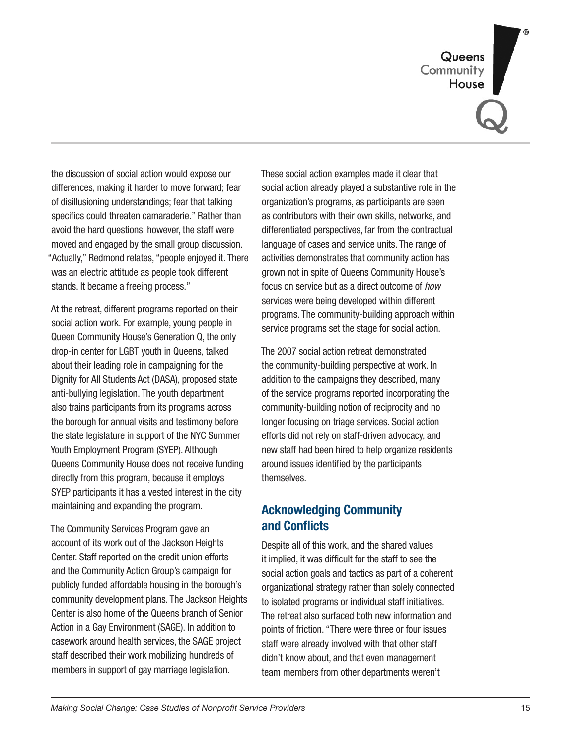the discussion of social action would expose our differences, making it harder to move forward; fear of disillusioning understandings; fear that talking specifics could threaten camaraderie." Rather than avoid the hard questions, however, the staff were moved and engaged by the small group discussion. "Actually," Redmond relates, "people enjoyed it. There was an electric attitude as people took different stands. It became a freeing process."

At the retreat, different programs reported on their social action work. For example, young people in Queen Community House's Generation Q, the only drop-in center for LGBT youth in Queens, talked about their leading role in campaigning for the Dignity for All Students Act (DASA), proposed state anti-bullying legislation. The youth department also trains participants from its programs across the borough for annual visits and testimony before the state legislature in support of the NYC Summer Youth Employment Program (SYEP). Although Queens Community House does not receive funding directly from this program, because it employs SYEP participants it has a vested interest in the city maintaining and expanding the program.

The Community Services Program gave an account of its work out of the Jackson Heights Center. Staff reported on the credit union efforts and the Community Action Group's campaign for publicly funded affordable housing in the borough's community development plans. The Jackson Heights Center is also home of the Queens branch of Senior Action in a Gay Environment (SAGE). In addition to casework around health services, the SAGE project staff described their work mobilizing hundreds of members in support of gay marriage legislation.

These social action examples made it clear that social action already played a substantive role in the organization's programs, as participants are seen as contributors with their own skills, networks, and differentiated perspectives, far from the contractual language of cases and service units. The range of activities demonstrates that community action has grown not in spite of Queens Community House's focus on service but as a direct outcome of *how* services were being developed within different programs. The community-building approach within service programs set the stage for social action.

The 2007 social action retreat demonstrated the community-building perspective at work. In addition to the campaigns they described, many of the service programs reported incorporating the community-building notion of reciprocity and no longer focusing on triage services. Social action efforts did not rely on staff-driven advocacy, and new staff had been hired to help organize residents around issues identified by the participants themselves.

## Acknowledging Community and Conflicts

Despite all of this work, and the shared values it implied, it was difficult for the staff to see the social action goals and tactics as part of a coherent organizational strategy rather than solely connected to isolated programs or individual staff initiatives. The retreat also surfaced both new information and points of friction. "There were three or four issues staff were already involved with that other staff didn't know about, and that even management team members from other departments weren't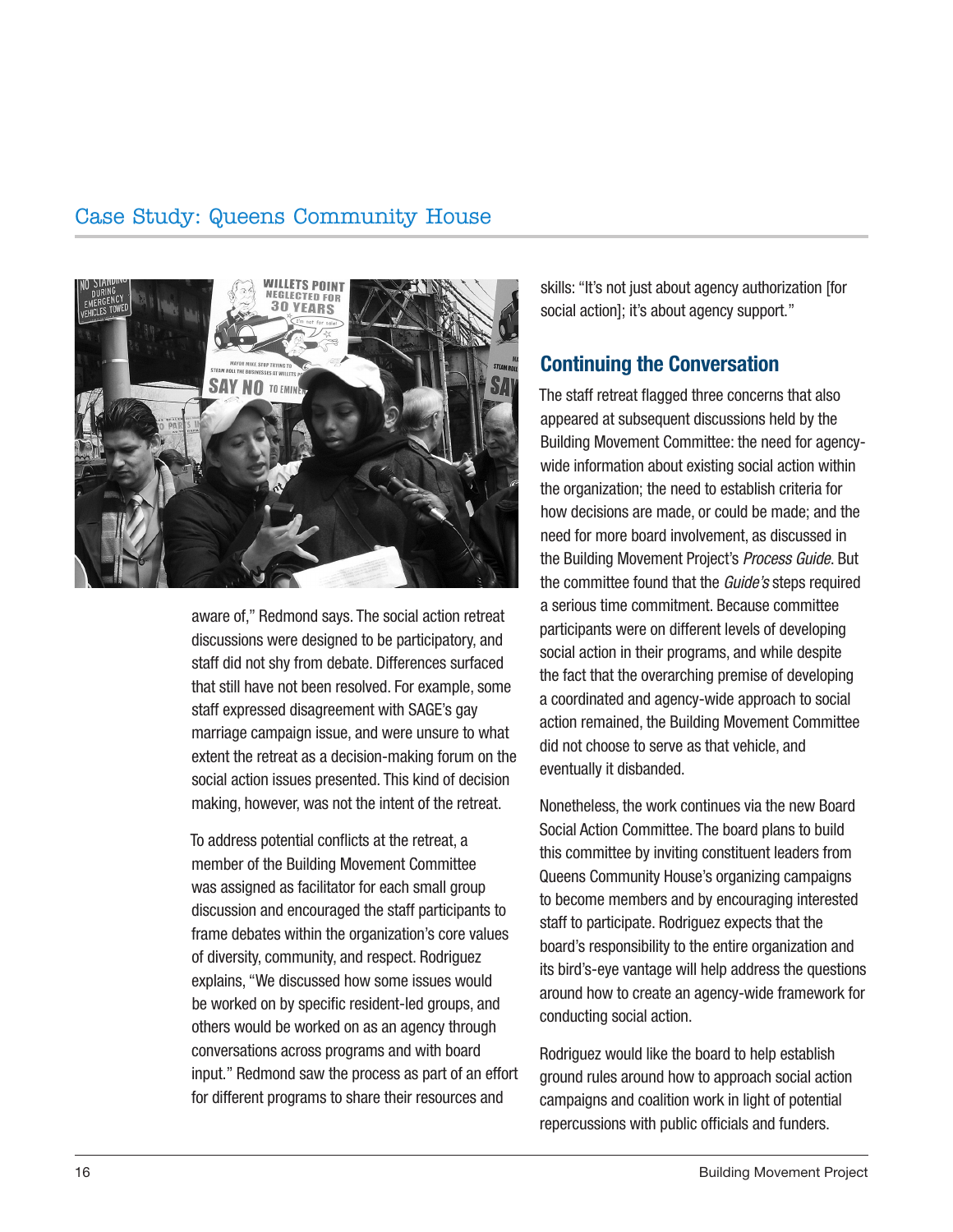## Case Study: Queens Community House

aware of," Redmond says. The social action retreat discussions were designed to be participatory, and staff did not shy from debate. Differences surfaced that still have not been resolved. For example, some staff expressed disagreement with SAGE's gay marriage campaign issue, and were unsure to what extent the retreat as a decision-making forum on the social action issues presented. This kind of decision making, however, was not the intent of the retreat.

To address potential conflicts at the retreat, a member of the Building Movement Committee was assigned as facilitator for each small group discussion and encouraged the staff participants to frame debates within the organization's core values of diversity, community, and respect. Rodriguez explains, "We discussed how some issues would be worked on by specific resident-led groups, and others would be worked on as an agency through conversations across programs and with board input." Redmond saw the process as part of an effort for different programs to share their resources and skills: "It's not just about agency authorization [for social action]; it's about agency support."

### Continuing the Conversation

The staff retreat flagged three concerns that also appeared at subsequent discussions held by the Building Movement Committee: the need for agency-wide information about existing social action within the organization; the need to establish criteria for how decisions are made, or could be made; and the need for more board involvement, as discussed in the Building Movement Project's *Process Guide*. But the committee found that the *Guide's* steps required a serious time commitment. Because committee participants were on different levels of developing social action in their programs, and while despite the fact that the overarching premise of developing a coordinated and agency-wide approach to social action remained, the Building Movement Committee did not choose to serve as that vehicle, and eventually it disbanded.

Nonetheless, the work continues via the new Board Social Action Committee. The board plans to build this committee by inviting constituent leaders from Queens Community House's organizing campaigns to become members and by encouraging interested staff to participate. Rodriguez expects that the board's responsibility to the entire organization and its bird's-eye vantage will help address the questions around how to create an agency-wide framework for conducting social action.

Rodriguez would like the board to help establish ground rules around how to approach social action campaigns and coalition work in light of potential repercussions with public officials and funders.